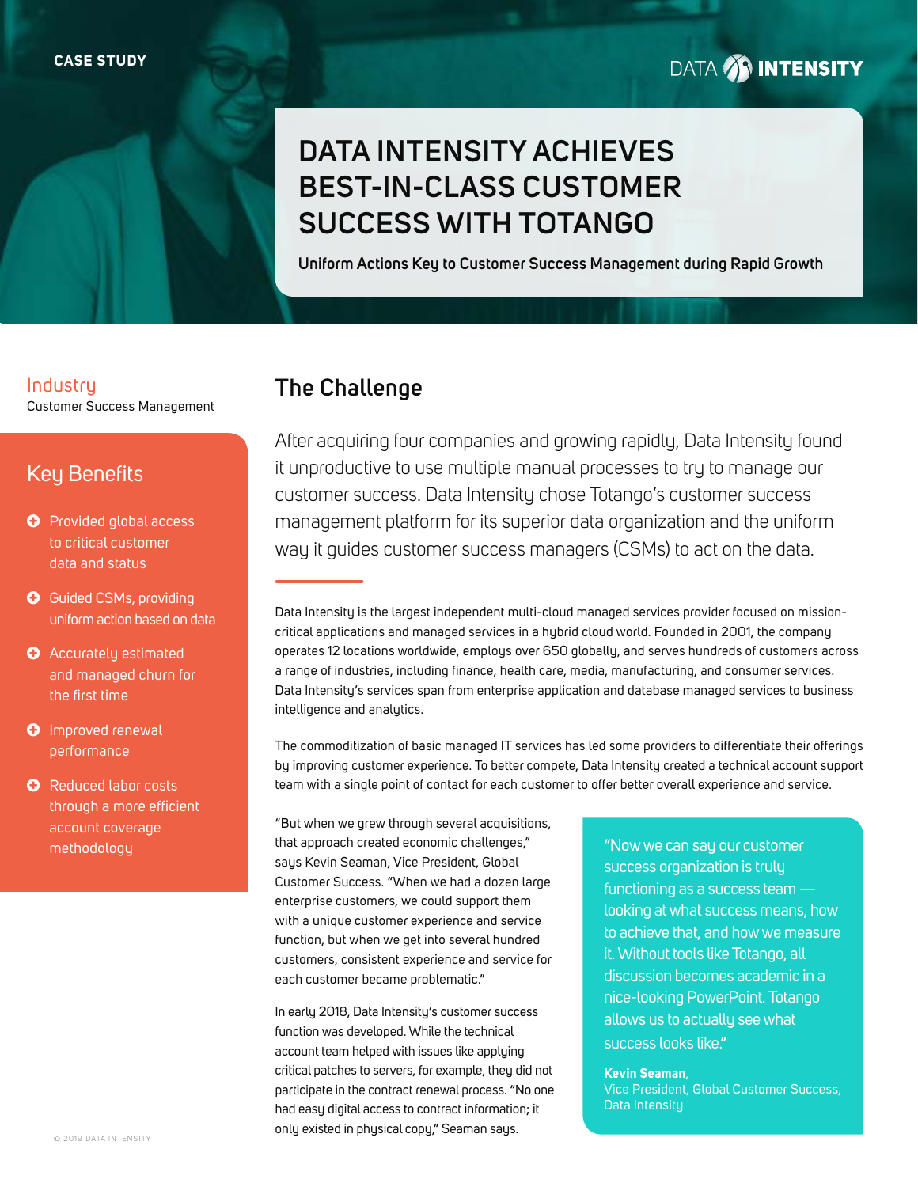CASE STUDY

DATA INTENSITY

# DATA INTENSITY ACHIEVES BEST-IN-CLASS CUSTOMER SUCCESS WITH TOTANGO

**Uniform Actions Key to Customer Success Management during Rapid Growth**

## Industry

Customer Success Management

## Key Benefits

- Provided global access to critical customer data and status
- Guided CSMs, providing uniform action based on data
- Accurately estimated and managed churn for the first time
- Improved renewal performance
- Reduced labor costs through a more efficient account coverage methodology

## The Challenge

After acquiring four companies and growing rapidly, Data Intensity found it unproductive to use multiple manual processes to try to manage our customer success. Data Intensity chose Totango's customer success management platform for its superior data organization and the uniform way it guides customer success managers (CSMs) to act on the data.

Data Intensity is the largest independent multi-cloud managed services provider focused on mission-critical applications and managed services in a hybrid cloud world. Founded in 2001, the company operates 12 locations worldwide, employs over 650 globally, and serves hundreds of customers across a range of industries, including finance, health care, media, manufacturing, and consumer services. Data Intensity's services span from enterprise application and database managed services to business intelligence and analytics.

The commoditization of basic managed IT services has led some providers to differentiate their offerings by improving customer experience. To better compete, Data Intensity created a technical account support team with a single point of contact for each customer to offer better overall experience and service.

"But when we grew through several acquisitions, that approach created economic challenges," says Kevin Seaman, Vice President, Global Customer Success. "When we had a dozen large enterprise customers, we could support them with a unique customer experience and service function, but when we get into several hundred customers, consistent experience and service for each customer became problematic."

In early 2018, Data Intensity's customer success function was developed. While the technical account team helped with issues like applying critical patches to servers, for example, they did not participate in the contract renewal process. "No one had easy digital access to contract information; it only existed in physical copy," Seaman says.

> "Now we can say our customer success organization is truly functioning as a success team — looking at what success means, how to achieve that, and how we measure it. Without tools like Totango, all discussion becomes academic in a nice-looking PowerPoint. Totango allows us to actually see what success looks like."
>
> **Kevin Seaman**, Vice President, Global Customer Success, Data Intensity

© 2019 DATA INTENSITY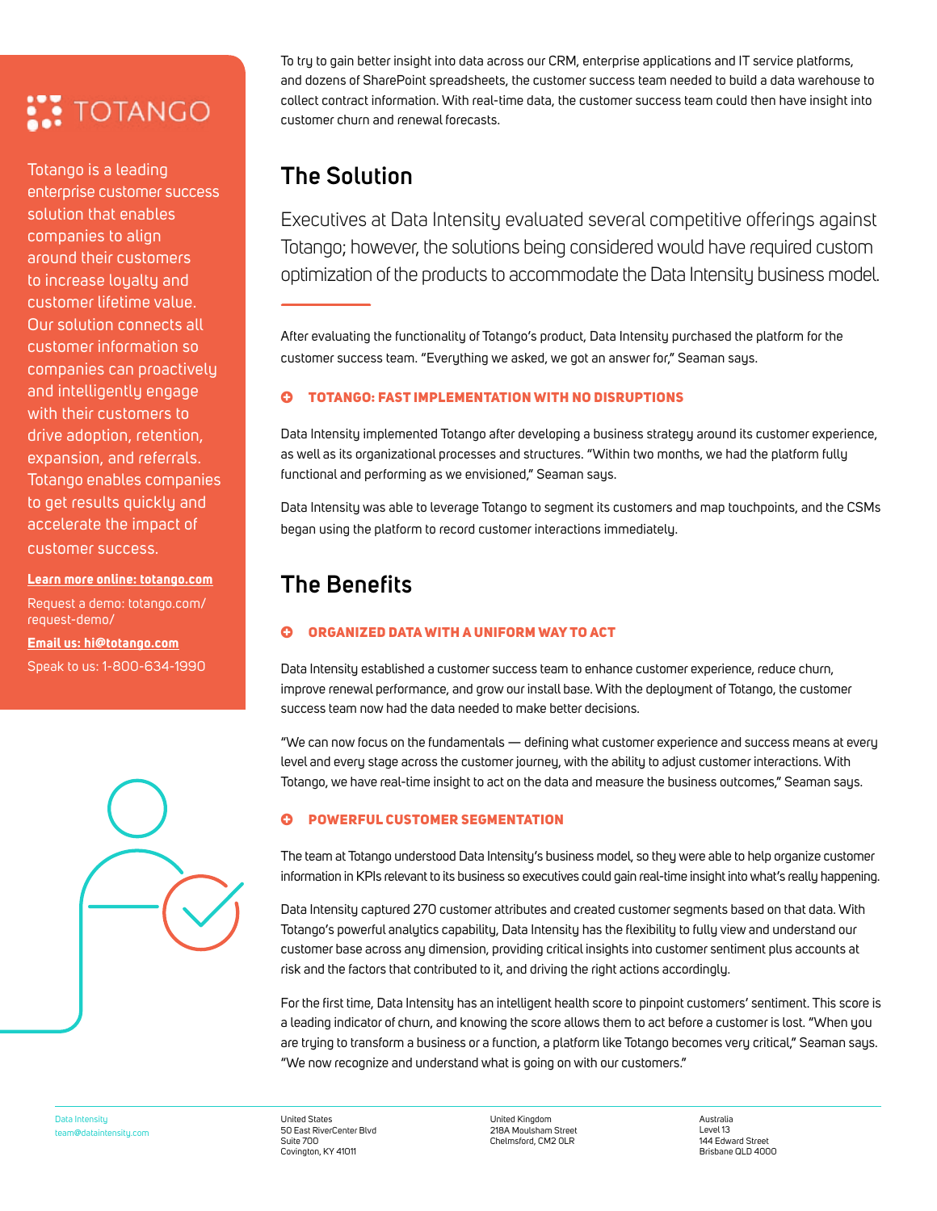Totango is a leading enterprise customer success solution that enables companies to align around their customers to increase loyalty and customer lifetime value. Our solution connects all customer information so companies can proactively and intelligently engage with their customers to drive adoption, retention, expansion, and referrals. Totango enables companies to get results quickly and accelerate the impact of customer success.

**Learn more online: totango.com**

Request a demo: totango.com/request-demo/

**Email us: hi@totango.com**

Speak to us: 1-800-634-1990

To try to gain better insight into data across our CRM, enterprise applications and IT service platforms, and dozens of SharePoint spreadsheets, the customer success team needed to build a data warehouse to collect contract information. With real-time data, the customer success team could then have insight into customer churn and renewal forecasts.

## The Solution

Executives at Data Intensity evaluated several competitive offerings against Totango; however, the solutions being considered would have required custom optimization of the products to accommodate the Data Intensity business model.

After evaluating the functionality of Totango's product, Data Intensity purchased the platform for the customer success team. "Everything we asked, we got an answer for," Seaman says.

### TOTANGO: FAST IMPLEMENTATION WITH NO DISRUPTIONS

Data Intensity implemented Totango after developing a business strategy around its customer experience, as well as its organizational processes and structures. "Within two months, we had the platform fully functional and performing as we envisioned," Seaman says.

Data Intensity was able to leverage Totango to segment its customers and map touchpoints, and the CSMs began using the platform to record customer interactions immediately.

## The Benefits

### ORGANIZED DATA WITH A UNIFORM WAY TO ACT

Data Intensity established a customer success team to enhance customer experience, reduce churn, improve renewal performance, and grow our install base. With the deployment of Totango, the customer success team now had the data needed to make better decisions.

"We can now focus on the fundamentals — defining what customer experience and success means at every level and every stage across the customer journey, with the ability to adjust customer interactions. With Totango, we have real-time insight to act on the data and measure the business outcomes," Seaman says.

### POWERFUL CUSTOMER SEGMENTATION

The team at Totango understood Data Intensity's business model, so they were able to help organize customer information in KPIs relevant to its business so executives could gain real-time insight into what's really happening.

Data Intensity captured 270 customer attributes and created customer segments based on that data. With Totango's powerful analytics capability, Data Intensity has the flexibility to fully view and understand our customer base across any dimension, providing critical insights into customer sentiment plus accounts at risk and the factors that contributed to it, and driving the right actions accordingly.

For the first time, Data Intensity has an intelligent health score to pinpoint customers' sentiment. This score is a leading indicator of churn, and knowing the score allows them to act before a customer is lost. "When you are trying to transform a business or a function, a platform like Totango becomes very critical," Seaman says. "We now recognize and understand what is going on with our customers."

Data Intensity
team@dataintensity.com

United States
50 East RiverCenter Blvd
Suite 700
Covington, KY 41011

United Kingdom
218A Moulsham Street
Chelmsford, CM2 0LR

Australia
Level 13
144 Edward Street
Brisbane QLD 4000